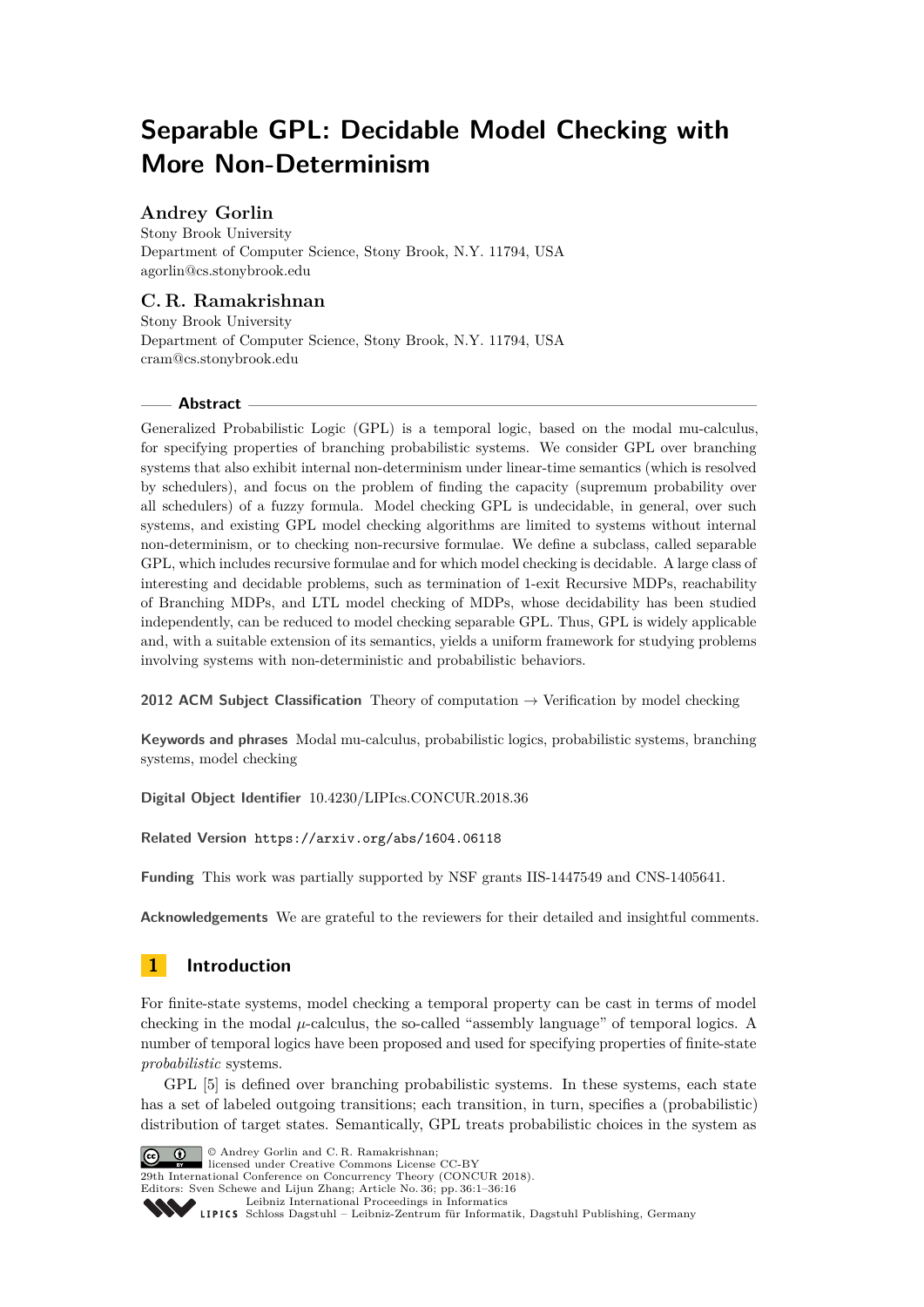# Separable GPL: Decidable Model Checking with More Non-Determinism

**Andrey Gorlin**
Stony Brook University
Department of Computer Science, Stony Brook, N.Y. 11794, USA
agorlin@cs.stonybrook.edu

**C. R. Ramakrishnan**
Stony Brook University
Department of Computer Science, Stony Brook, N.Y. 11794, USA
cram@cs.stonybrook.edu

## Abstract

Generalized Probabilistic Logic (GPL) is a temporal logic, based on the modal mu-calculus, for specifying properties of branching probabilistic systems. We consider GPL over branching systems that also exhibit internal non-determinism under linear-time semantics (which is resolved by schedulers), and focus on the problem of finding the capacity (supremum probability over all schedulers) of a fuzzy formula. Model checking GPL is undecidable, in general, over such systems, and existing GPL model checking algorithms are limited to systems without internal non-determinism, or to checking non-recursive formulae. We define a subclass, called separable GPL, which includes recursive formulae and for which model checking is decidable. A large class of interesting and decidable problems, such as termination of 1-exit Recursive MDPs, reachability of Branching MDPs, and LTL model checking of MDPs, whose decidability has been studied independently, can be reduced to model checking separable GPL. Thus, GPL is widely applicable and, with a suitable extension of its semantics, yields a uniform framework for studying problems involving systems with non-deterministic and probabilistic behaviors.

**2012 ACM Subject Classification** Theory of computation → Verification by model checking

**Keywords and phrases** Modal mu-calculus, probabilistic logics, probabilistic systems, branching systems, model checking

**Digital Object Identifier** 10.4230/LIPIcs.CONCUR.2018.36

**Related Version** https://arxiv.org/abs/1604.06118

**Funding** This work was partially supported by NSF grants IIS-1447549 and CNS-1405641.

**Acknowledgements** We are grateful to the reviewers for their detailed and insightful comments.

## 1 Introduction

For finite-state systems, model checking a temporal property can be cast in terms of model checking in the modal $\mu$-calculus, the so-called "assembly language" of temporal logics. A number of temporal logics have been proposed and used for specifying properties of finite-state *probabilistic* systems.

GPL [5] is defined over branching probabilistic systems. In these systems, each state has a set of labeled outgoing transitions; each transition, in turn, specifies a (probabilistic) distribution of target states. Semantically, GPL treats probabilistic choices in the system as

© Andrey Gorlin and C. R. Ramakrishnan;
licensed under Creative Commons License CC-BY
29th International Conference on Concurrency Theory (CONCUR 2018).
Editors: Sven Schewe and Lijun Zhang; Article No. 36; pp. 36:1–36:16
Leibniz International Proceedings in Informatics
Schloss Dagstuhl – Leibniz-Zentrum für Informatik, Dagstuhl Publishing, Germany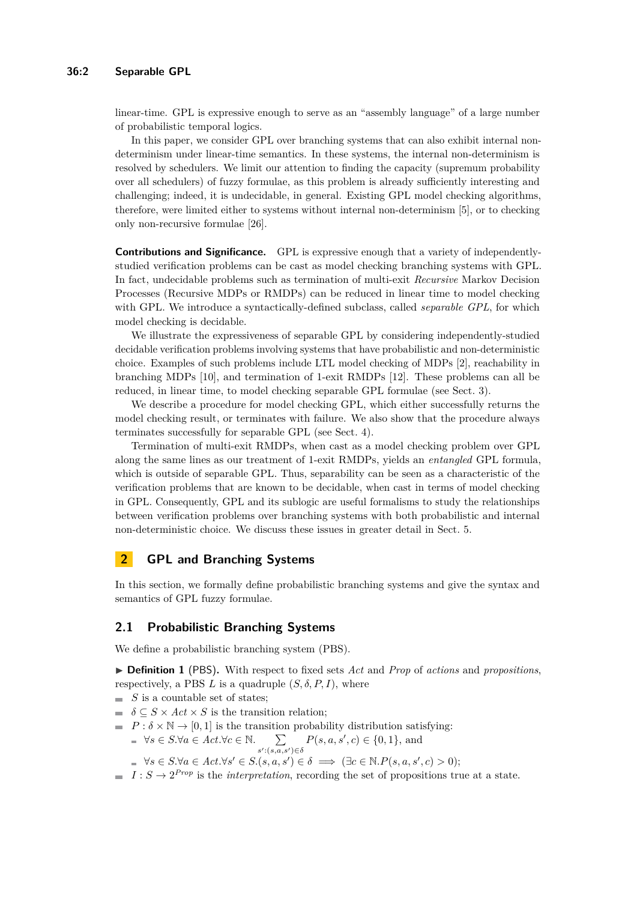linear-time. GPL is expressive enough to serve as an "assembly language" of a large number of probabilistic temporal logics.

In this paper, we consider GPL over branching systems that can also exhibit internal non-determinism under linear-time semantics. In these systems, the internal non-determinism is resolved by schedulers. We limit our attention to finding the capacity (supremum probability over all schedulers) of fuzzy formulae, as this problem is already sufficiently interesting and challenging; indeed, it is undecidable, in general. Existing GPL model checking algorithms, therefore, were limited either to systems without internal non-determinism [5], or to checking only non-recursive formulae [26].

**Contributions and Significance.** GPL is expressive enough that a variety of independently-studied verification problems can be cast as model checking branching systems with GPL. In fact, undecidable problems such as termination of multi-exit *Recursive* Markov Decision Processes (Recursive MDPs or RMDPs) can be reduced in linear time to model checking with GPL. We introduce a syntactically-defined subclass, called *separable GPL*, for which model checking is decidable.

We illustrate the expressiveness of separable GPL by considering independently-studied decidable verification problems involving systems that have probabilistic and non-deterministic choice. Examples of such problems include LTL model checking of MDPs [2], reachability in branching MDPs [10], and termination of 1-exit RMDPs [12]. These problems can all be reduced, in linear time, to model checking separable GPL formulae (see Sect. 3).

We describe a procedure for model checking GPL, which either successfully returns the model checking result, or terminates with failure. We also show that the procedure always terminates successfully for separable GPL (see Sect. 4).

Termination of multi-exit RMDPs, when cast as a model checking problem over GPL along the same lines as our treatment of 1-exit RMDPs, yields an *entangled* GPL formula, which is outside of separable GPL. Thus, separability can be seen as a characteristic of the verification problems that are known to be decidable, when cast in terms of model checking in GPL. Consequently, GPL and its sublogic are useful formalisms to study the relationships between verification problems over branching systems with both probabilistic and internal non-deterministic choice. We discuss these issues in greater detail in Sect. 5.

## 2 GPL and Branching Systems

In this section, we formally define probabilistic branching systems and give the syntax and semantics of GPL fuzzy formulae.

### 2.1 Probabilistic Branching Systems

We define a probabilistic branching system (PBS).

▶ **Definition 1** (PBS)**.** With respect to fixed sets *Act* and *Prop* of *actions* and *propositions*, respectively, a PBS $L$ is a quadruple $(S, \delta, P, I)$, where

- $S$ is a countable set of states;
- $\delta \subseteq S \times Act \times S$ is the transition relation;
- $P : \delta \times \mathbb{N} \to [0,1]$ is the transition probability distribution satisfying:
  - $\forall s \in S. \forall a \in Act. \forall c \in \mathbb{N}. \sum_{s' : (s,a,s') \in \delta} P(s,a,s',c) \in \{0,1\}$, and
  - $\forall s \in S. \forall a \in Act. \forall s' \in S. (s,a,s') \in \delta \implies (\exists c \in \mathbb{N}. P(s,a,s',c) > 0)$;
- $I : S \to 2^{Prop}$ is the *interpretation*, recording the set of propositions true at a state.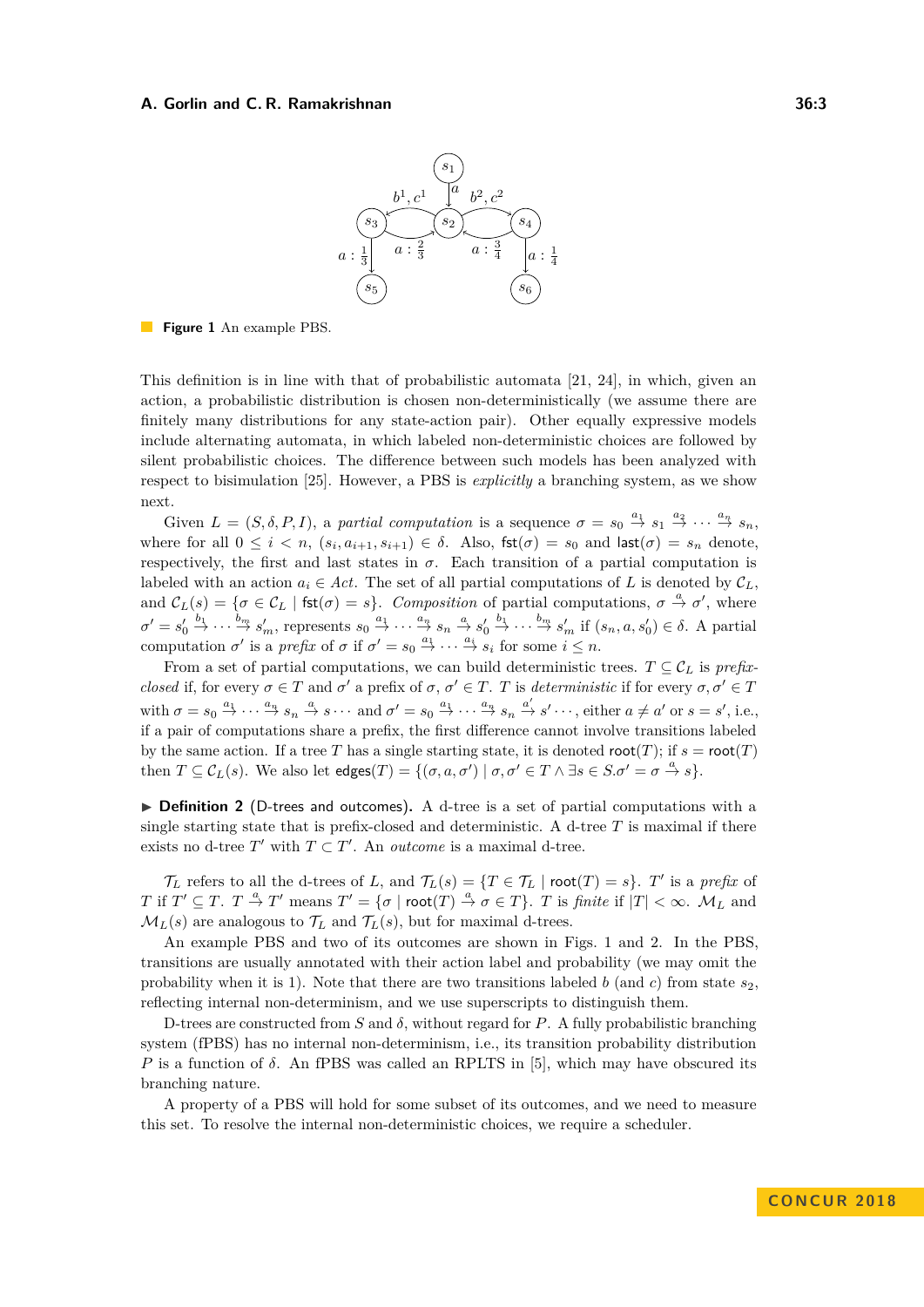**Figure 1** An example PBS.

This definition is in line with that of probabilistic automata [21, 24], in which, given an action, a probabilistic distribution is chosen non-deterministically (we assume there are finitely many distributions for any state-action pair). Other equally expressive models include alternating automata, in which labeled non-deterministic choices are followed by silent probabilistic choices. The difference between such models has been analyzed with respect to bisimulation [25]. However, a PBS is *explicitly* a branching system, as we show next.

Given $L = (S, \delta, P, I)$, a *partial computation* is a sequence $\sigma = s_0 \xrightarrow{a_1} s_1 \xrightarrow{a_2} \cdots \xrightarrow{a_n} s_n$, where for all $0 \leq i < n$, $(s_i, a_{i+1}, s_{i+1}) \in \delta$. Also, $\mathsf{fst}(\sigma) = s_0$ and $\mathsf{last}(\sigma) = s_n$ denote, respectively, the first and last states in $\sigma$. Each transition of a partial computation is labeled with an action $a_i \in Act$. The set of all partial computations of $L$ is denoted by $\mathcal{C}_L$, and $\mathcal{C}_L(s) = \{\sigma \in \mathcal{C}_L \mid \mathsf{fst}(\sigma) = s\}$. *Composition* of partial computations, $\sigma \xrightarrow{a} \sigma'$, where $\sigma' = s'_0 \xrightarrow{b_1} \cdots \xrightarrow{b_m} s'_m$, represents $s_0 \xrightarrow{a_1} \cdots \xrightarrow{a_n} s_n \xrightarrow{a} s'_0 \xrightarrow{b_1} \cdots \xrightarrow{b_m} s'_m$ if $(s_n, a, s'_0) \in \delta$. A partial computation $\sigma'$ is a *prefix* of $\sigma$ if $\sigma' = s_0 \xrightarrow{a_1} \cdots \xrightarrow{a_i} s_i$ for some $i \leq n$.

From a set of partial computations, we can build deterministic trees. $T \subseteq \mathcal{C}_L$ is *prefix-closed* if, for every $\sigma \in T$ and $\sigma'$ a prefix of $\sigma$, $\sigma' \in T$. $T$ is *deterministic* if for every $\sigma, \sigma' \in T$ with $\sigma = s_0 \xrightarrow{a_1} \cdots \xrightarrow{a_n} s_n \xrightarrow{a} s \cdots$ and $\sigma' = s_0 \xrightarrow{a_1} \cdots \xrightarrow{a_n} s_n \xrightarrow{a'} s' \cdots$, either $a \neq a'$ or $s = s'$, i.e., if a pair of computations share a prefix, the first difference cannot involve transitions labeled by the same action. If a tree $T$ has a single starting state, it is denoted $\mathsf{root}(T)$; if $s = \mathsf{root}(T)$ then $T \subseteq \mathcal{C}_L(s)$. We also let $\mathsf{edges}(T) = \{(\sigma, a, \sigma') \mid \sigma, \sigma' \in T \land \exists s \in S. \sigma' = \sigma \xrightarrow{a} s\}$.

▶ **Definition 2** (D-trees and outcomes). A d-tree is a set of partial computations with a single starting state that is prefix-closed and deterministic. A d-tree $T$ is maximal if there exists no d-tree $T'$ with $T \subset T'$. An *outcome* is a maximal d-tree.

$\mathcal{T}_L$ refers to all the d-trees of $L$, and $\mathcal{T}_L(s) = \{T \in \mathcal{T}_L \mid \mathsf{root}(T) = s\}$. $T'$ is a *prefix* of $T$ if $T' \subseteq T$. $T \xrightarrow{a} T'$ means $T' = \{\sigma \mid \mathsf{root}(T) \xrightarrow{a} \sigma \in T\}$. $T$ is *finite* if $|T| < \infty$. $\mathcal{M}_L$ and $\mathcal{M}_L(s)$ are analogous to $\mathcal{T}_L$ and $\mathcal{T}_L(s)$, but for maximal d-trees.

An example PBS and two of its outcomes are shown in Figs. 1 and 2. In the PBS, transitions are usually annotated with their action label and probability (we may omit the probability when it is 1). Note that there are two transitions labeled $b$ (and $c$) from state $s_2$, reflecting internal non-determinism, and we use superscripts to distinguish them.

D-trees are constructed from $S$ and $\delta$, without regard for $P$. A fully probabilistic branching system (fPBS) has no internal non-determinism, i.e., its transition probability distribution $P$ is a function of $\delta$. An fPBS was called an RPLTS in [5], which may have obscured its branching nature.

A property of a PBS will hold for some subset of its outcomes, and we need to measure this set. To resolve the internal non-deterministic choices, we require a scheduler.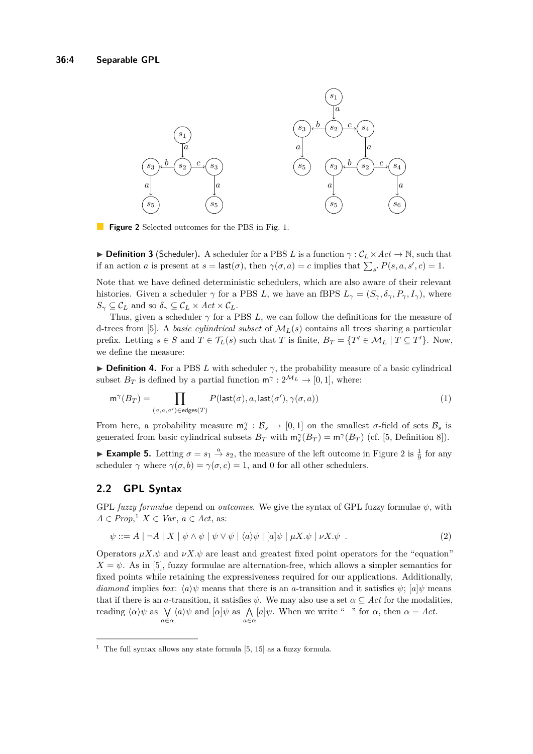**Figure 2** Selected outcomes for the PBS in Fig. 1.

▶ **Definition 3** (Scheduler). A scheduler for a PBS $L$ is a function $\gamma : \mathcal{C}_L \times Act \to \mathbb{N}$, such that if an action $a$ is present at $s = \mathsf{last}(\sigma)$, then $\gamma(\sigma, a) = c$ implies that $\sum_{s'} P(s, a, s', c) = 1$.

Note that we have defined deterministic schedulers, which are also aware of their relevant histories. Given a scheduler $\gamma$ for a PBS $L$, we have an fBPS $L_\gamma = (S_\gamma, \delta_\gamma, P_\gamma, I_\gamma)$, where $S_\gamma \subseteq \mathcal{C}_L$ and so $\delta_\gamma \subseteq \mathcal{C}_L \times Act \times \mathcal{C}_L$.

Thus, given a scheduler $\gamma$ for a PBS $L$, we can follow the definitions for the measure of d-trees from [5]. A *basic cylindrical subset* of $\mathcal{M}_L(s)$ contains all trees sharing a particular prefix. Letting $s \in S$ and $T \in \mathcal{T}_L(s)$ such that $T$ is finite, $B_T = \{T' \in \mathcal{M}_L \mid T \subseteq T'\}$. Now, we define the measure:

▶ **Definition 4.** For a PBS $L$ with scheduler $\gamma$, the probability measure of a basic cylindrical subset $B_T$ is defined by a partial function $\mathsf{m}^\gamma : 2^{\mathcal{M}_L} \to [0, 1]$, where:

$$\mathsf{m}^\gamma(B_T) = \prod_{(\sigma,a,\sigma')\in\mathsf{edges}(T)} P(\mathsf{last}(\sigma), a, \mathsf{last}(\sigma'), \gamma(\sigma, a)) \tag{1}$$

From here, a probability measure $\mathsf{m}_s^\gamma : \mathcal{B}_s \to [0, 1]$ on the smallest $\sigma$-field of sets $\mathcal{B}_s$ is generated from basic cylindrical subsets $B_T$ with $\mathsf{m}_s^\gamma(B_T) = \mathsf{m}^\gamma(B_T)$ (cf. [5, Definition 8]).

▶ **Example 5.** Letting $\sigma = s_1 \xrightarrow{a} s_2$, the measure of the left outcome in Figure 2 is $\frac{1}{9}$ for any scheduler $\gamma$ where $\gamma(\sigma, b) = \gamma(\sigma, c) = 1$, and 0 for all other schedulers.

## 2.2 GPL Syntax

GPL *fuzzy formulae* depend on *outcomes*. We give the syntax of GPL fuzzy formulae $\psi$, with $A \in Prop$,[1] $X \in Var$, $a \in Act$, as:

$$\psi ::= A \mid \neg A \mid X \mid \psi \wedge \psi \mid \psi \vee \psi \mid \langle a\rangle\psi \mid [a]\psi \mid \mu X.\psi \mid \nu X.\psi \ . \tag{2}$$

Operators $\mu X.\psi$ and $\nu X.\psi$ are least and greatest fixed point operators for the "equation" $X = \psi$. As in [5], fuzzy formulae are alternation-free, which allows a simpler semantics for fixed points while retaining the expressiveness required for our applications. Additionally, *diamond* implies *box*: $\langle a\rangle\psi$ means that there is an $a$-transition and it satisfies $\psi$; $[a]\psi$ means that if there is an $a$-transition, it satisfies $\psi$. We may also use a set $\alpha \subseteq Act$ for the modalities, reading $\langle\alpha\rangle\psi$ as $\bigvee_{a\in\alpha} \langle a\rangle\psi$ and $[a]\psi$ as $\bigwedge_{a\in\alpha} [a]\psi$. When we write "$-$" for $\alpha$, then $\alpha = Act$.

[1] The full syntax allows any state formula [5, 15] as a fuzzy formula.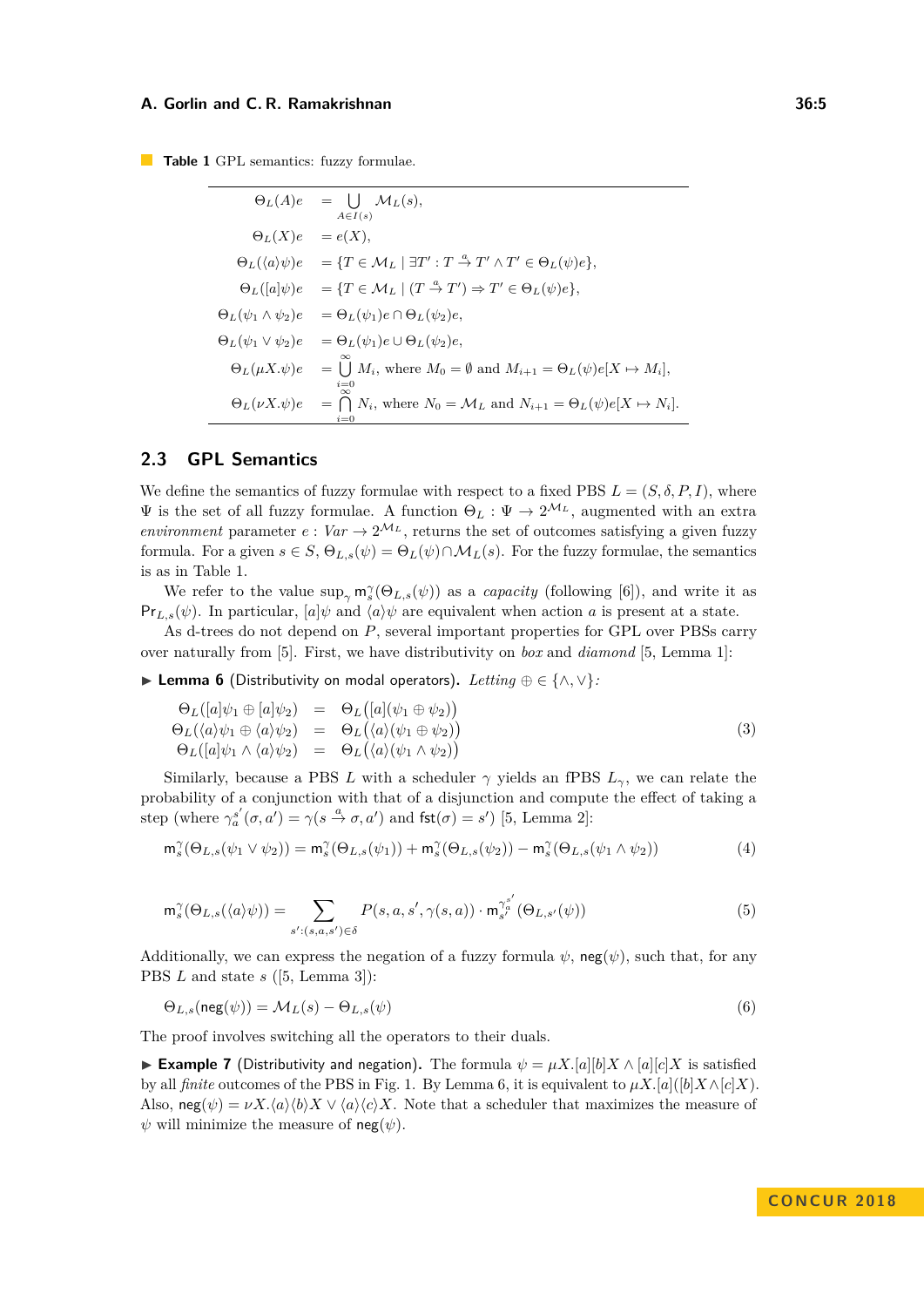**Table 1** GPL semantics: fuzzy formulae.

$$
\begin{aligned}
\Theta_L(A)e &= \bigcup_{A \in I(s)} \mathcal{M}_L(s),\\
\Theta_L(X)e &= e(X),\\
\Theta_L(\langle a\rangle\psi)e &= \{T \in \mathcal{M}_L \mid \exists T' : T \xrightarrow{a} T' \wedge T' \in \Theta_L(\psi)e\},\\
\Theta_L([a]\psi)e &= \{T \in \mathcal{M}_L \mid (T \xrightarrow{a} T') \Rightarrow T' \in \Theta_L(\psi)e\},\\
\Theta_L(\psi_1 \wedge \psi_2)e &= \Theta_L(\psi_1)e \cap \Theta_L(\psi_2)e,\\
\Theta_L(\psi_1 \vee \psi_2)e &= \Theta_L(\psi_1)e \cup \Theta_L(\psi_2)e,\\
\Theta_L(\mu X.\psi)e &= \bigcup_{i=0}^{\infty} M_i, \text{ where } M_0 = \emptyset \text{ and } M_{i+1} = \Theta_L(\psi)e[X \mapsto M_i],\\
\Theta_L(\nu X.\psi)e &= \bigcap_{i=0}^{\infty} N_i, \text{ where } N_0 = \mathcal{M}_L \text{ and } N_{i+1} = \Theta_L(\psi)e[X \mapsto N_i].
\end{aligned}
$$

## 2.3 GPL Semantics

We define the semantics of fuzzy formulae with respect to a fixed PBS $L = (S, \delta, P, I)$, where $\Psi$ is the set of all fuzzy formulae. A function $\Theta_L : \Psi \to 2^{\mathcal{M}_L}$, augmented with an extra *environment* parameter $e : Var \to 2^{\mathcal{M}_L}$, returns the set of outcomes satisfying a given fuzzy formula. For a given $s \in S$, $\Theta_{L,s}(\psi) = \Theta_L(\psi) \cap \mathcal{M}_L(s)$. For the fuzzy formulae, the semantics is as in Table 1.

We refer to the value $\sup_\gamma \mathsf{m}_s^\gamma(\Theta_{L,s}(\psi))$ as a *capacity* (following [6]), and write it as $\mathsf{Pr}_{L,s}(\psi)$. In particular, $[a]\psi$ and $\langle a\rangle\psi$ are equivalent when action $a$ is present at a state.

As d-trees do not depend on $P$, several important properties for GPL over PBSs carry over naturally from [5]. First, we have distributivity on *box* and *diamond* [5, Lemma 1]:

▶ **Lemma 6** (Distributivity on modal operators). *Letting* $\oplus \in \{\wedge, \vee\}$*:*

$$
\begin{aligned}
\Theta_L([a]\psi_1 \oplus [a]\psi_2) &= \Theta_L\big([a](\psi_1 \oplus \psi_2)\big)\\
\Theta_L(\langle a\rangle\psi_1 \oplus \langle a\rangle\psi_2) &= \Theta_L\big(\langle a\rangle(\psi_1 \oplus \psi_2)\big)\\
\Theta_L([a]\psi_1 \wedge \langle a\rangle\psi_2) &= \Theta_L\big(\langle a\rangle(\psi_1 \wedge \psi_2)\big)
\end{aligned}
\tag{3}
$$

Similarly, because a PBS $L$ with a scheduler $\gamma$ yields an fPBS $L_\gamma$, we can relate the probability of a conjunction with that of a disjunction and compute the effect of taking a step (where $\gamma_a^{s'}(\sigma, a') = \gamma(s \xrightarrow{a} \sigma, a')$ and $\mathsf{fst}(\sigma) = s'$) [5, Lemma 2]:

$$
\mathsf{m}_s^\gamma(\Theta_{L,s}(\psi_1 \vee \psi_2)) = \mathsf{m}_s^\gamma(\Theta_{L,s}(\psi_1)) + \mathsf{m}_s^\gamma(\Theta_{L,s}(\psi_2)) - \mathsf{m}_s^\gamma(\Theta_{L,s}(\psi_1 \wedge \psi_2)) \tag{4}
$$

$$
\mathsf{m}_s^\gamma(\Theta_{L,s}(\langle a\rangle\psi)) = \sum_{s' : (s,a,s') \in \delta} P(s, a, s', \gamma(s,a)) \cdot \mathsf{m}_{s'}^{\gamma_a^{s'}}(\Theta_{L,s'}(\psi)) \tag{5}
$$

Additionally, we can express the negation of a fuzzy formula $\psi$, $\mathsf{neg}(\psi)$, such that, for any PBS $L$ and state $s$ ([5, Lemma 3]):

$$
\Theta_{L,s}(\mathsf{neg}(\psi)) = \mathcal{M}_L(s) - \Theta_{L,s}(\psi) \tag{6}
$$

The proof involves switching all the operators to their duals.

▶ **Example 7** (Distributivity and negation). The formula $\psi = \mu X.[a][b]X \wedge [a][c]X$ is satisfied by all *finite* outcomes of the PBS in Fig. 1. By Lemma 6, it is equivalent to $\mu X.[a]([b]X \wedge [c]X)$. Also, $\mathsf{neg}(\psi) = \nu X.\langle a\rangle\langle b\rangle X \vee \langle a\rangle\langle c\rangle X$. Note that a scheduler that maximizes the measure of $\psi$ will minimize the measure of $\mathsf{neg}(\psi)$.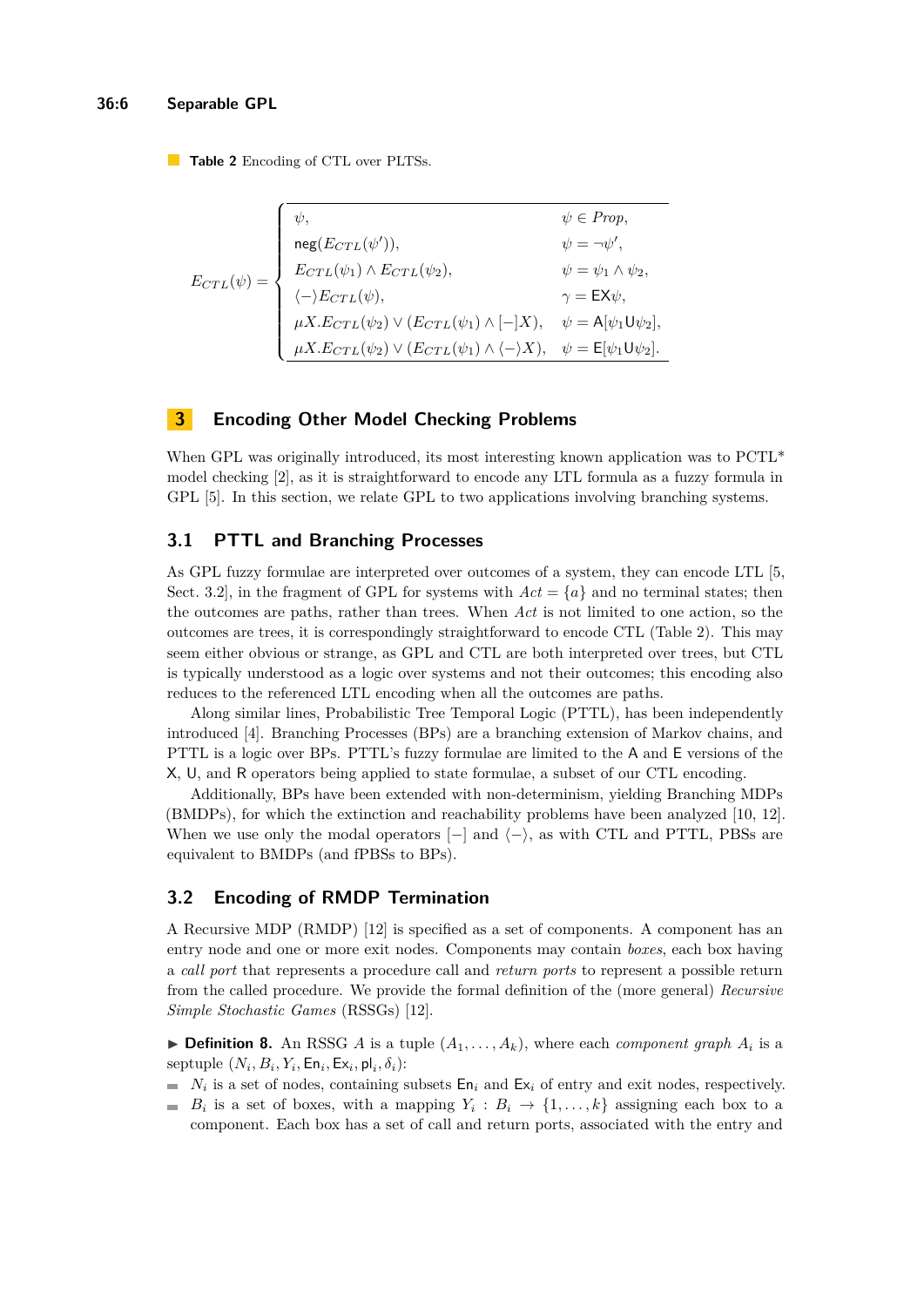**Table 2** Encoding of CTL over PLTSs.

$$E_{CTL}(\psi) = \begin{cases} \psi, & \psi \in Prop, \\ \mathsf{neg}(E_{CTL}(\psi')), & \psi = \neg\psi', \\ E_{CTL}(\psi_1) \wedge E_{CTL}(\psi_2), & \psi = \psi_1 \wedge \psi_2, \\ \langle - \rangle E_{CTL}(\psi), & \gamma = \mathsf{EX}\psi, \\ \mu X. E_{CTL}(\psi_2) \vee (E_{CTL}(\psi_1) \wedge [-]X), & \psi = \mathsf{A}[\psi_1 \mathsf{U} \psi_2], \\ \mu X. E_{CTL}(\psi_2) \vee (E_{CTL}(\psi_1) \wedge \langle - \rangle X), & \psi = \mathsf{E}[\psi_1 \mathsf{U} \psi_2]. \end{cases}$$

## 3 Encoding Other Model Checking Problems

When GPL was originally introduced, its most interesting known application was to PCTL* model checking [2], as it is straightforward to encode any LTL formula as a fuzzy formula in GPL [5]. In this section, we relate GPL to two applications involving branching systems.

### 3.1 PTTL and Branching Processes

As GPL fuzzy formulae are interpreted over outcomes of a system, they can encode LTL [5, Sect. 3.2], in the fragment of GPL for systems with $Act = \{a\}$ and no terminal states; then the outcomes are paths, rather than trees. When $Act$ is not limited to one action, so the outcomes are trees, it is correspondingly straightforward to encode CTL (Table 2). This may seem either obvious or strange, as GPL and CTL are both interpreted over trees, but CTL is typically understood as a logic over systems and not their outcomes; this encoding also reduces to the referenced LTL encoding when all the outcomes are paths.

Along similar lines, Probabilistic Tree Temporal Logic (PTTL), has been independently introduced [4]. Branching Processes (BPs) are a branching extension of Markov chains, and PTTL is a logic over BPs. PTTL's fuzzy formulae are limited to the $\mathsf{A}$ and $\mathsf{E}$ versions of the $\mathsf{X}$, $\mathsf{U}$, and $\mathsf{R}$ operators being applied to state formulae, a subset of our CTL encoding.

Additionally, BPs have been extended with non-determinism, yielding Branching MDPs (BMDPs), for which the extinction and reachability problems have been analyzed [10, 12]. When we use only the modal operators $[-]$ and $\langle - \rangle$, as with CTL and PTTL, PBSs are equivalent to BMDPs (and fPBSs to BPs).

### 3.2 Encoding of RMDP Termination

A Recursive MDP (RMDP) [12] is specified as a set of components. A component has an entry node and one or more exit nodes. Components may contain *boxes*, each box having a *call port* that represents a procedure call and *return ports* to represent a possible return from the called procedure. We provide the formal definition of the (more general) *Recursive Simple Stochastic Games* (RSSGs) [12].

▶ **Definition 8.** An RSSG $A$ is a tuple $(A_1, \ldots, A_k)$, where each *component graph* $A_i$ is a septuple $(N_i, B_i, Y_i, \mathsf{En}_i, \mathsf{Ex}_i, \mathsf{pl}_i, \delta_i)$:

- $N_i$ is a set of nodes, containing subsets $\mathsf{En}_i$ and $\mathsf{Ex}_i$ of entry and exit nodes, respectively.
- $B_i$ is a set of boxes, with a mapping $Y_i : B_i \to \{1, \ldots, k\}$ assigning each box to a component. Each box has a set of call and return ports, associated with the entry and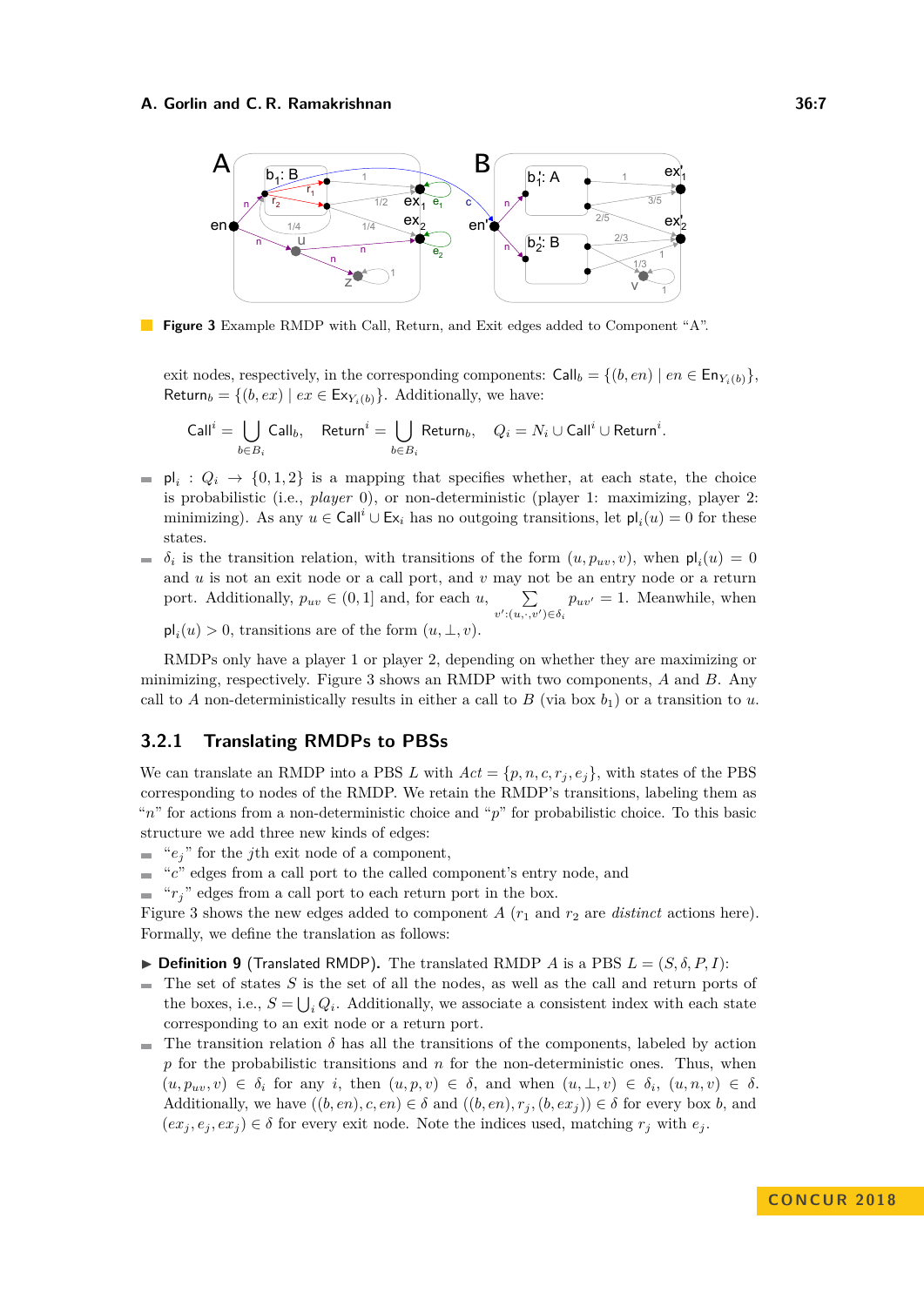**Figure 3** Example RMDP with Call, Return, and Exit edges added to Component "A".

exit nodes, respectively, in the corresponding components: $\mathsf{Call}_b = \{(b, en) \mid en \in \mathsf{En}_{Y_i(b)}\}$, $\mathsf{Return}_b = \{(b, ex) \mid ex \in \mathsf{Ex}_{Y_i(b)}\}$. Additionally, we have:

$$\mathsf{Call}^i = \bigcup_{b \in B_i} \mathsf{Call}_b, \quad \mathsf{Return}^i = \bigcup_{b \in B_i} \mathsf{Return}_b, \quad Q_i = N_i \cup \mathsf{Call}^i \cup \mathsf{Return}^i.$$

- $\mathsf{pl}_i : Q_i \to \{0, 1, 2\}$ is a mapping that specifies whether, at each state, the choice is probabilistic (i.e., *player* 0), or non-deterministic (player 1: maximizing, player 2: minimizing). As any $u \in \mathsf{Call}^i \cup \mathsf{Ex}_i$ has no outgoing transitions, let $\mathsf{pl}_i(u) = 0$ for these states.
- $\delta_i$ is the transition relation, with transitions of the form $(u, p_{uv}, v)$, when $\mathsf{pl}_i(u) = 0$ and $u$ is not an exit node or a call port, and $v$ may not be an entry node or a return port. Additionally, $p_{uv} \in (0, 1]$ and, for each $u$, $\sum_{v':(u,\cdot,v') \in \delta_i} p_{uv'} = 1$. Meanwhile, when $\mathsf{pl}_i(u) > 0$, transitions are of the form $(u, \perp, v)$.

RMDPs only have a player 1 or player 2, depending on whether they are maximizing or minimizing, respectively. Figure 3 shows an RMDP with two components, $A$ and $B$. Any call to $A$ non-deterministically results in either a call to $B$ (via box $b_1$) or a transition to $u$.

### 3.2.1 Translating RMDPs to PBSs

We can translate an RMDP into a PBS $L$ with $Act = \{p, n, c, r_j, e_j\}$, with states of the PBS corresponding to nodes of the RMDP. We retain the RMDP's transitions, labeling them as "$n$" for actions from a non-deterministic choice and "$p$" for probabilistic choice. To this basic structure we add three new kinds of edges:

- "$e_j$" for the $j$th exit node of a component,
- "$c$" edges from a call port to the called component's entry node, and
- "$r_j$" edges from a call port to each return port in the box.

Figure 3 shows the new edges added to component $A$ ($r_1$ and $r_2$ are *distinct* actions here). Formally, we define the translation as follows:

▶ **Definition 9** (Translated RMDP). The translated RMDP $A$ is a PBS $L = (S, \delta, P, I)$:

- The set of states $S$ is the set of all the nodes, as well as the call and return ports of the boxes, i.e., $S = \bigcup_i Q_i$. Additionally, we associate a consistent index with each state corresponding to an exit node or a return port.
- The transition relation $\delta$ has all the transitions of the components, labeled by action $p$ for the probabilistic transitions and $n$ for the non-deterministic ones. Thus, when $(u, p_{uv}, v) \in \delta_i$ for any $i$, then $(u, p, v) \in \delta$, and when $(u, \perp, v) \in \delta_i$, $(u, n, v) \in \delta$. Additionally, we have $((b, en), c, en) \in \delta$ and $((b, en), r_j, (b, ex_j)) \in \delta$ for every box $b$, and $(ex_j, e_j, ex_j) \in \delta$ for every exit node. Note the indices used, matching $r_j$ with $e_j$.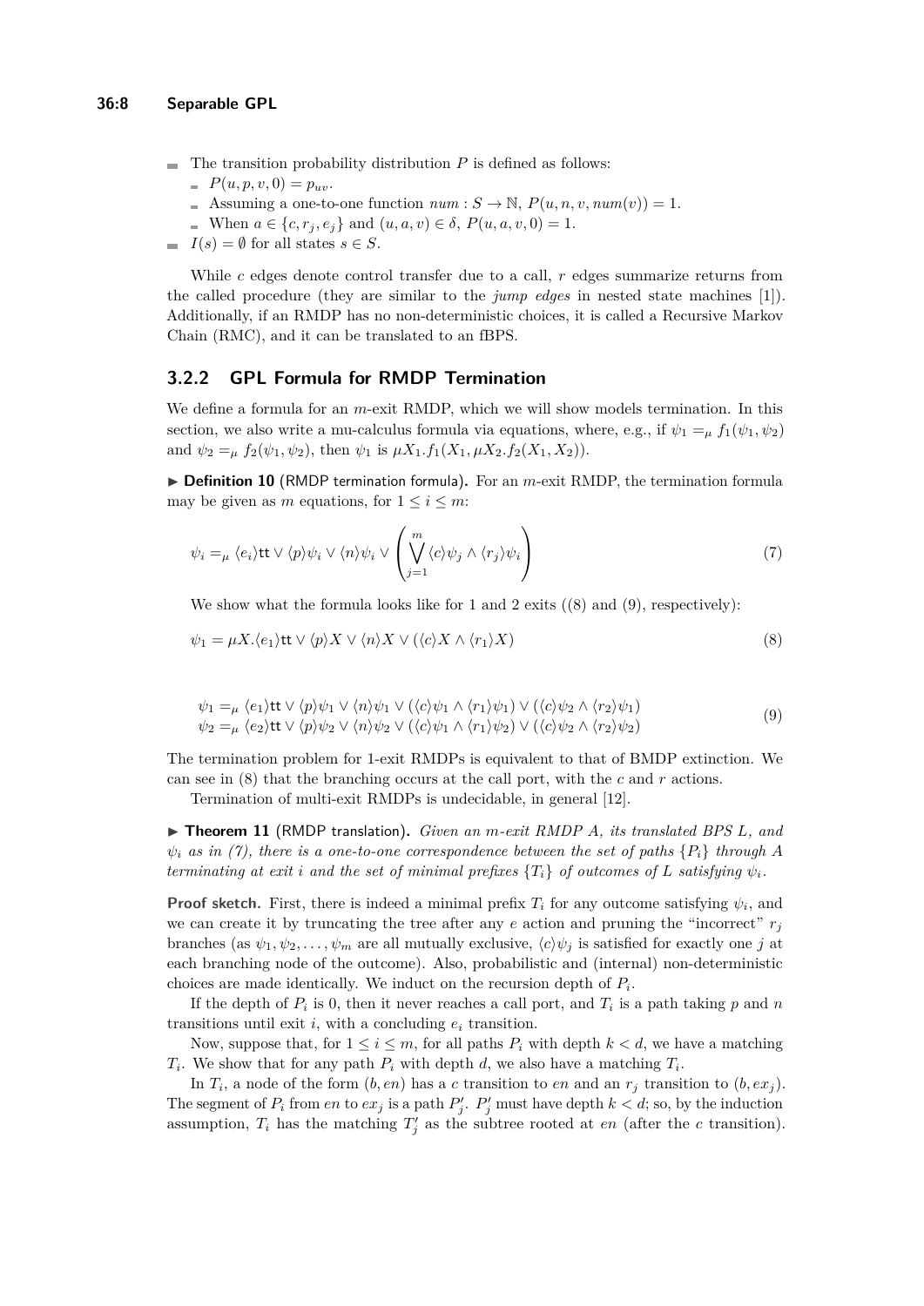- The transition probability distribution $P$ is defined as follows:
  - $P(u, p, v, 0) = p_{uv}$.
  - Assuming a one-to-one function $num : S \to \mathbb{N}$, $P(u, n, v, num(v)) = 1$.
  - When $a \in \{c, r_j, e_j\}$ and $(u, a, v) \in \delta$, $P(u, a, v, 0) = 1$.
- $I(s) = \emptyset$ for all states $s \in S$.

While $c$ edges denote control transfer due to a call, $r$ edges summarize returns from the called procedure (they are similar to the *jump edges* in nested state machines [1]). Additionally, if an RMDP has no non-deterministic choices, it is called a Recursive Markov Chain (RMC), and it can be translated to an fBPS.

### 3.2.2 GPL Formula for RMDP Termination

We define a formula for an $m$-exit RMDP, which we will show models termination. In this section, we also write a mu-calculus formula via equations, where, e.g., if $\psi_1 =_\mu f_1(\psi_1, \psi_2)$ and $\psi_2 =_\mu f_2(\psi_1, \psi_2)$, then $\psi_1$ is $\mu X_1.f_1(X_1, \mu X_2.f_2(X_1, X_2))$.

▶ **Definition 10** (RMDP termination formula)**.** For an $m$-exit RMDP, the termination formula may be given as $m$ equations, for $1 \le i \le m$:

$$\psi_i =_\mu \langle e_i \rangle \mathsf{tt} \vee \langle p \rangle \psi_i \vee \langle n \rangle \psi_i \vee \left( \bigvee_{j=1}^{m} \langle c \rangle \psi_j \wedge \langle r_j \rangle \psi_i \right) \tag{7}$$

We show what the formula looks like for 1 and 2 exits ((8) and (9), respectively):

$$\psi_1 = \mu X. \langle e_1 \rangle \mathsf{tt} \vee \langle p \rangle X \vee \langle n \rangle X \vee (\langle c \rangle X \wedge \langle r_1 \rangle X) \tag{8}$$

$$\begin{aligned} \psi_1 &=_\mu \langle e_1 \rangle \mathsf{tt} \vee \langle p \rangle \psi_1 \vee \langle n \rangle \psi_1 \vee (\langle c \rangle \psi_1 \wedge \langle r_1 \rangle \psi_1) \vee (\langle c \rangle \psi_2 \wedge \langle r_2 \rangle \psi_1) \\ \psi_2 &=_\mu \langle e_2 \rangle \mathsf{tt} \vee \langle p \rangle \psi_2 \vee \langle n \rangle \psi_2 \vee (\langle c \rangle \psi_1 \wedge \langle r_1 \rangle \psi_2) \vee (\langle c \rangle \psi_2 \wedge \langle r_2 \rangle \psi_2) \end{aligned} \tag{9}$$

The termination problem for 1-exit RMDPs is equivalent to that of BMDP extinction. We can see in (8) that the branching occurs at the call port, with the $c$ and $r$ actions.

Termination of multi-exit RMDPs is undecidable, in general [12].

▶ **Theorem 11** (RMDP translation)**.** *Given an $m$-exit RMDP $A$, its translated BPS $L$, and $\psi_i$ as in (7), there is a one-to-one correspondence between the set of paths $\{P_i\}$ through $A$ terminating at exit $i$ and the set of minimal prefixes $\{T_i\}$ of outcomes of $L$ satisfying $\psi_i$.*

**Proof sketch.** First, there is indeed a minimal prefix $T_i$ for any outcome satisfying $\psi_i$, and we can create it by truncating the tree after any $e$ action and pruning the "incorrect" $r_j$ branches (as $\psi_1, \psi_2, \ldots, \psi_m$ are all mutually exclusive, $\langle c \rangle \psi_j$ is satisfied for exactly one $j$ at each branching node of the outcome). Also, probabilistic and (internal) non-deterministic choices are made identically. We induct on the recursion depth of $P_i$.

If the depth of $P_i$ is 0, then it never reaches a call port, and $T_i$ is a path taking $p$ and $n$ transitions until exit $i$, with a concluding $e_i$ transition.

Now, suppose that, for $1 \le i \le m$, for all paths $P_i$ with depth $k < d$, we have a matching $T_i$. We show that for any path $P_i$ with depth $d$, we also have a matching $T_i$.

In $T_i$, a node of the form $(b, en)$ has a $c$ transition to $en$ and an $r_j$ transition to $(b, ex_j)$. The segment of $P_i$ from $en$ to $ex_j$ is a path $P'_j$. $P'_j$ must have depth $k < d$; so, by the induction assumption, $T_i$ has the matching $T'_j$ as the subtree rooted at $en$ (after the $c$ transition).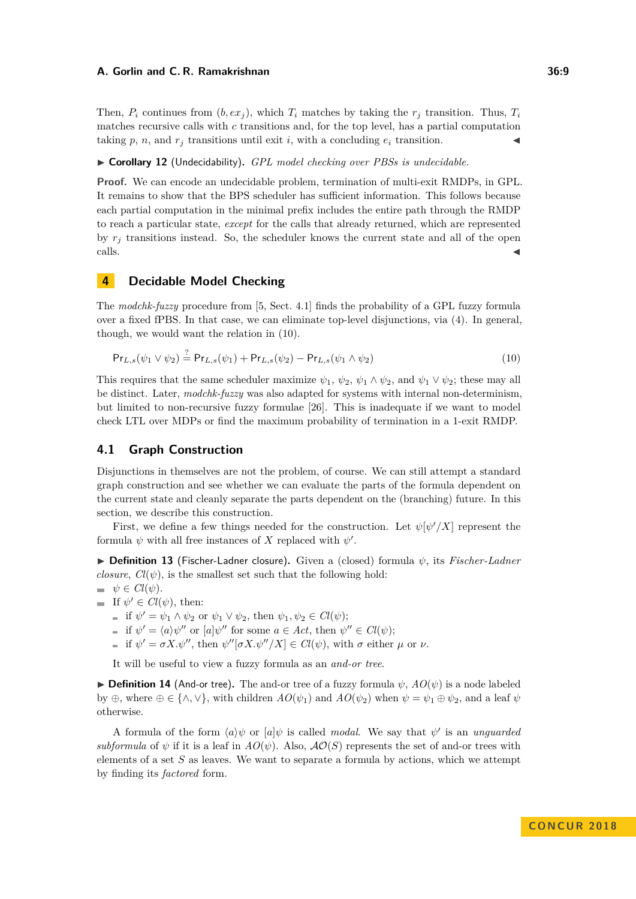Then, $P_i$ continues from $(b, ex_j)$, which $T_i$ matches by taking the $r_j$ transition. Thus, $T_i$ matches recursive calls with $c$ transitions and, for the top level, has a partial computation taking $p$, $n$, and $r_j$ transitions until exit $i$, with a concluding $e_i$ transition. ◀

▶ **Corollary 12** (Undecidability). *GPL model checking over PBSs is undecidable.*

**Proof.** We can encode an undecidable problem, termination of multi-exit RMDPs, in GPL. It remains to show that the BPS scheduler has sufficient information. This follows because each partial computation in the minimal prefix includes the entire path through the RMDP to reach a particular state, *except* for the calls that already returned, which are represented by $r_j$ transitions instead. So, the scheduler knows the current state and all of the open calls. ◀

## 4 Decidable Model Checking

The *modchk-fuzzy* procedure from [5, Sect. 4.1] finds the probability of a GPL fuzzy formula over a fixed fPBS. In that case, we can eliminate top-level disjunctions, via (4). In general, though, we would want the relation in (10).

$$\mathsf{Pr}_{L,s}(\psi_1 \vee \psi_2) \stackrel{?}{=} \mathsf{Pr}_{L,s}(\psi_1) + \mathsf{Pr}_{L,s}(\psi_2) - \mathsf{Pr}_{L,s}(\psi_1 \wedge \psi_2) \tag{10}$$

This requires that the same scheduler maximize $\psi_1$, $\psi_2$, $\psi_1 \wedge \psi_2$, and $\psi_1 \vee \psi_2$; these may all be distinct. Later, *modchk-fuzzy* was also adapted for systems with internal non-determinism, but limited to non-recursive fuzzy formulae [26]. This is inadequate if we want to model check LTL over MDPs or find the maximum probability of termination in a 1-exit RMDP.

### 4.1 Graph Construction

Disjunctions in themselves are not the problem, of course. We can still attempt a standard graph construction and see whether we can evaluate the parts of the formula dependent on the current state and cleanly separate the parts dependent on the (branching) future. In this section, we describe this construction.

First, we define a few things needed for the construction. Let $\psi[\psi'/X]$ represent the formula $\psi$ with all free instances of $X$ replaced with $\psi'$.

▶ **Definition 13** (Fischer-Ladner closure). Given a (closed) formula $\psi$, its *Fischer-Ladner closure*, $Cl(\psi)$, is the smallest set such that the following hold:

- $\psi \in Cl(\psi)$.
- If $\psi' \in Cl(\psi)$, then:
  - if $\psi' = \psi_1 \wedge \psi_2$ or $\psi_1 \vee \psi_2$, then $\psi_1, \psi_2 \in Cl(\psi)$;
  - if $\psi' = \langle a \rangle \psi''$ or $[a]\psi''$ for some $a \in Act$, then $\psi'' \in Cl(\psi)$;
  - if $\psi' = \sigma X.\psi''$, then $\psi''[\sigma X.\psi''/X] \in Cl(\psi)$, with $\sigma$ either $\mu$ or $\nu$.

It will be useful to view a fuzzy formula as an *and-or tree*.

▶ **Definition 14** (And-or tree). The and-or tree of a fuzzy formula $\psi$, $AO(\psi)$ is a node labeled by $\oplus$, where $\oplus \in \{\wedge, \vee\}$, with children $AO(\psi_1)$ and $AO(\psi_2)$ when $\psi = \psi_1 \oplus \psi_2$, and a leaf $\psi$ otherwise.

A formula of the form $\langle a \rangle \psi$ or $[a]\psi$ is called *modal*. We say that $\psi'$ is an *unguarded subformula* of $\psi$ if it is a leaf in $AO(\psi)$. Also, $\mathcal{AO}(S)$ represents the set of and-or trees with elements of a set $S$ as leaves. We want to separate a formula by actions, which we attempt by finding its *factored* form.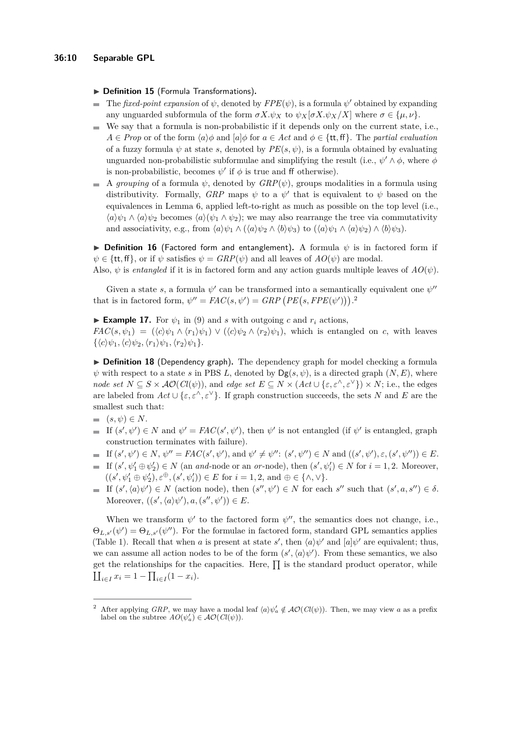▶ **Definition 15** (Formula Transformations)**.**

- The *fixed-point expansion* of $\psi$, denoted by $FPE(\psi)$, is a formula $\psi'$ obtained by expanding any unguarded subformula of the form $\sigma X.\psi_X$ to $\psi_X[\sigma X.\psi_X/X]$ where $\sigma \in \{\mu, \nu\}$.
- We say that a formula is non-probabilistic if it depends only on the current state, i.e., $A \in \mathit{Prop}$ or of the form $\langle a\rangle\phi$ and $[a]\phi$ for $a \in \mathit{Act}$ and $\phi \in \{\mathsf{tt}, \mathsf{ff}\}$. The *partial evaluation* of a fuzzy formula $\psi$ at state $s$, denoted by $PE(s, \psi)$, is a formula obtained by evaluating unguarded non-probabilistic subformulae and simplifying the result (i.e., $\psi' \wedge \phi$, where $\phi$ is non-probabilistic, becomes $\psi'$ if $\phi$ is true and $\mathsf{ff}$ otherwise).
- A *grouping* of a formula $\psi$, denoted by $GRP(\psi)$, groups modalities in a formula using distributivity. Formally, $GRP$ maps $\psi$ to a $\psi'$ that is equivalent to $\psi$ based on the equivalences in Lemma 6, applied left-to-right as much as possible on the top level (i.e., $\langle a\rangle\psi_1 \wedge \langle a\rangle\psi_2$ becomes $\langle a\rangle(\psi_1 \wedge \psi_2)$; we may also rearrange the tree via commutativity and associativity, e.g., from $\langle a\rangle\psi_1 \wedge (\langle a\rangle\psi_2 \wedge \langle b\rangle\psi_3)$ to $(\langle a\rangle\psi_1 \wedge \langle a\rangle\psi_2) \wedge \langle b\rangle\psi_3$).

▶ **Definition 16** (Factored form and entanglement)**.** A formula $\psi$ is in factored form if $\psi \in \{\mathsf{tt}, \mathsf{ff}\}$, or if $\psi$ satisfies $\psi = GRP(\psi)$ and all leaves of $AO(\psi)$ are modal. Also, $\psi$ is *entangled* if it is in factored form and any action guards multiple leaves of $AO(\psi)$.

Given a state $s$, a formula $\psi'$ can be transformed into a semantically equivalent one $\psi''$ that is in factored form, $\psi'' = FAC(s, \psi') = GRP\big(PE\big(s, FPE(\psi')\big)\big)$.[2]

▶ **Example 17.** For $\psi_1$ in (9) and $s$ with outgoing $c$ and $r_i$ actions, $FAC(s, \psi_1) = (\langle c\rangle\psi_1 \wedge \langle r_1\rangle\psi_1) \vee (\langle c\rangle\psi_2 \wedge \langle r_2\rangle\psi_1)$, which is entangled on $c$, with leaves $\{\langle c\rangle\psi_1, \langle c\rangle\psi_2, \langle r_1\rangle\psi_1, \langle r_2\rangle\psi_1\}$.

▶ **Definition 18** (Dependency graph)**.** The dependency graph for model checking a formula $\psi$ with respect to a state $s$ in PBS $L$, denoted by $\mathsf{Dg}(s, \psi)$, is a directed graph $(N, E)$, where *node set* $N \subseteq S \times \mathcal{AO}(Cl(\psi))$, and *edge set* $E \subseteq N \times (\mathit{Act} \cup \{\varepsilon, \varepsilon^{\wedge}, \varepsilon^{\vee}\}) \times N$; i.e., the edges are labeled from $\mathit{Act} \cup \{\varepsilon, \varepsilon^{\wedge}, \varepsilon^{\vee}\}$. If graph construction succeeds, the sets $N$ and $E$ are the smallest such that:

- $(s, \psi) \in N$.
- If $(s', \psi') \in N$ and $\psi' = FAC(s', \psi')$, then $\psi'$ is not entangled (if $\psi'$ is entangled, graph construction terminates with failure).
- If $(s', \psi') \in N$, $\psi'' = FAC(s', \psi')$, and $\psi' \neq \psi''$: $(s', \psi'') \in N$ and $((s', \psi'), \varepsilon, (s', \psi'')) \in E$.
- If $(s', \psi_1' \oplus \psi_2') \in N$ (an *and*-node or an *or*-node), then $(s', \psi_i') \in N$ for $i = 1, 2$. Moreover, $((s', \psi_1' \oplus \psi_2'), \varepsilon^{\oplus}, (s', \psi_i')) \in E$ for $i = 1, 2$, and $\oplus \in \{\wedge, \vee\}$.
- If $(s', \langle a\rangle\psi') \in N$ (action node), then $(s'', \psi') \in N$ for each $s''$ such that $(s', a, s'') \in \delta$. Moreover, $((s', \langle a\rangle\psi'), a, (s'', \psi')) \in E$.

When we transform $\psi'$ to the factored form $\psi''$, the semantics does not change, i.e., $\Theta_{L,s'}(\psi') = \Theta_{L,s'}(\psi'')$. For the formulae in factored form, standard GPL semantics applies (Table 1). Recall that when $a$ is present at state $s'$, then $\langle a\rangle\psi'$ and $[a]\psi'$ are equivalent; thus, we can assume all action nodes to be of the form $(s', \langle a\rangle\psi')$. From these semantics, we also get the relationships for the capacities. Here, $\prod$ is the standard product operator, while $\coprod_{i\in I} x_i = 1 - \prod_{i\in I}(1 - x_i)$.

[2] After applying $GRP$, we may have a modal leaf $\langle a\rangle\psi_a' \notin \mathcal{AO}(Cl(\psi))$. Then, we may view $a$ as a prefix label on the subtree $AO(\psi_a') \in \mathcal{AO}(Cl(\psi))$.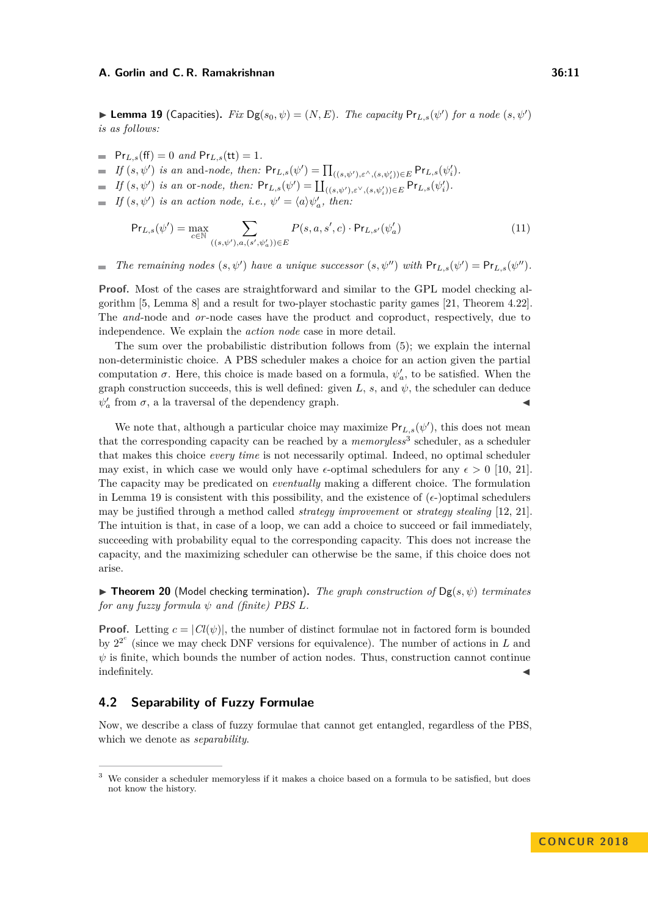▶ **Lemma 19** (Capacities). *Fix* $\mathsf{Dg}(s_0, \psi) = (N, E)$. *The capacity* $\mathsf{Pr}_{L,s}(\psi')$ *for a node* $(s, \psi')$ *is as follows:*

- $\mathsf{Pr}_{L,s}(\mathsf{ff}) = 0$ *and* $\mathsf{Pr}_{L,s}(\mathsf{tt}) = 1$.
- *If* $(s, \psi')$ *is an* and*-node, then:* $\mathsf{Pr}_{L,s}(\psi') = \prod_{((s,\psi'),\varepsilon^{\wedge},(s,\psi'_i))\in E} \mathsf{Pr}_{L,s}(\psi'_i)$.
- *If* $(s, \psi')$ *is an* or*-node, then:* $\mathsf{Pr}_{L,s}(\psi') = \coprod_{((s,\psi'),\varepsilon^{\vee},(s,\psi'_i))\in E} \mathsf{Pr}_{L,s}(\psi'_i)$.
- *If* $(s, \psi')$ *is an action node, i.e.,* $\psi' = \langle a \rangle \psi'_a$*, then:*

$$\mathsf{Pr}_{L,s}(\psi') = \max_{c\in\mathbb{N}} \sum_{((s,\psi'),a,(s',\psi'_a))\in E} P(s, a, s', c) \cdot \mathsf{Pr}_{L,s'}(\psi'_a) \tag{11}$$

- *The remaining nodes* $(s, \psi')$ *have a unique successor* $(s, \psi'')$ *with* $\mathsf{Pr}_{L,s}(\psi') = \mathsf{Pr}_{L,s}(\psi'')$.

**Proof.** Most of the cases are straightforward and similar to the GPL model checking algorithm [5, Lemma 8] and a result for two-player stochastic parity games [21, Theorem 4.22]. The *and*-node and *or*-node cases have the product and coproduct, respectively, due to independence. We explain the *action node* case in more detail.

The sum over the probabilistic distribution follows from (5); we explain the internal non-deterministic choice. A PBS scheduler makes a choice for an action given the partial computation $\sigma$. Here, this choice is made based on a formula, $\psi'_a$, to be satisfied. When the graph construction succeeds, this is well defined: given $L$, $s$, and $\psi$, the scheduler can deduce $\psi'_a$ from $\sigma$, a la traversal of the dependency graph. ◀

We note that, although a particular choice may maximize $\mathsf{Pr}_{L,s}(\psi')$, this does not mean that the corresponding capacity can be reached by a *memoryless*[3] scheduler, as a scheduler that makes this choice *every time* is not necessarily optimal. Indeed, no optimal scheduler may exist, in which case we would only have $\epsilon$-optimal schedulers for any $\epsilon > 0$ [10, 21]. The capacity may be predicated on *eventually* making a different choice. The formulation in Lemma 19 is consistent with this possibility, and the existence of ($\epsilon$-)optimal schedulers may be justified through a method called *strategy improvement* or *strategy stealing* [12, 21]. The intuition is that, in case of a loop, we can add a choice to succeed or fail immediately, succeeding with probability equal to the corresponding capacity. This does not increase the capacity, and the maximizing scheduler can otherwise be the same, if this choice does not arise.

▶ **Theorem 20** (Model checking termination). *The graph construction of* $\mathsf{Dg}(s, \psi)$ *terminates for any fuzzy formula* $\psi$ *and (finite) PBS* $L$.

**Proof.** Letting $c = |Cl(\psi)|$, the number of distinct formulae not in factored form is bounded by $2^{2^c}$ (since we may check DNF versions for equivalence). The number of actions in $L$ and $\psi$ is finite, which bounds the number of action nodes. Thus, construction cannot continue indefinitely. ◀

## 4.2 Separability of Fuzzy Formulae

Now, we describe a class of fuzzy formulae that cannot get entangled, regardless of the PBS, which we denote as *separability*.

[3] We consider a scheduler memoryless if it makes a choice based on a formula to be satisfied, but does not know the history.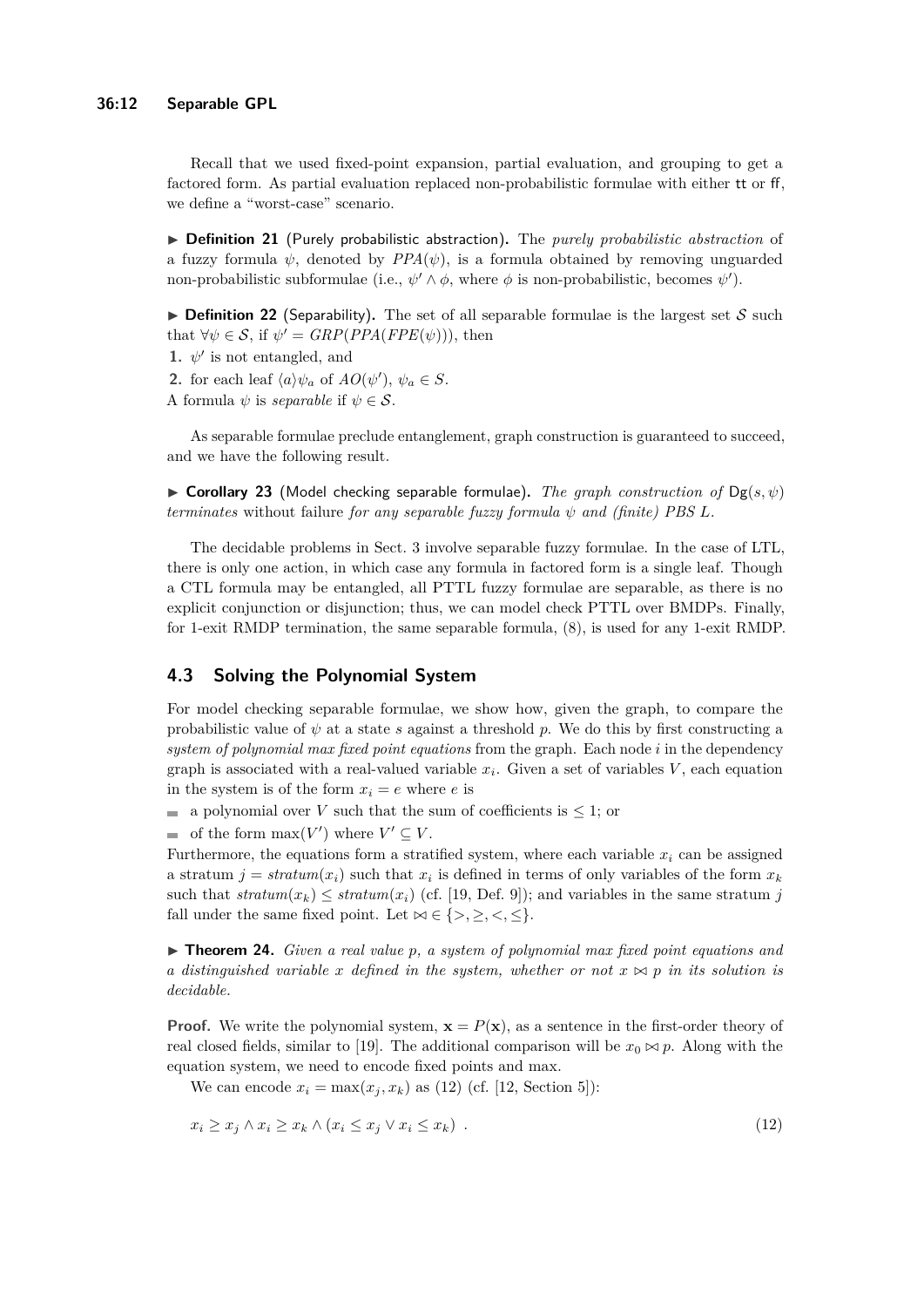Recall that we used fixed-point expansion, partial evaluation, and grouping to get a factored form. As partial evaluation replaced non-probabilistic formulae with either tt or ff, we define a "worst-case" scenario.

▶ **Definition 21** (Purely probabilistic abstraction)**.** The *purely probabilistic abstraction* of a fuzzy formula $\psi$, denoted by $PPA(\psi)$, is a formula obtained by removing unguarded non-probabilistic subformulae (i.e., $\psi' \wedge \phi$, where $\phi$ is non-probabilistic, becomes $\psi'$).

▶ **Definition 22** (Separability)**.** The set of all separable formulae is the largest set $\mathcal{S}$ such that $\forall \psi \in \mathcal{S}$, if $\psi' = GRP(PPA(FPE(\psi)))$, then

1. $\psi'$ is not entangled, and
2. for each leaf $\langle a \rangle \psi_a$ of $AO(\psi')$, $\psi_a \in S$.

A formula $\psi$ is *separable* if $\psi \in \mathcal{S}$.

As separable formulae preclude entanglement, graph construction is guaranteed to succeed, and we have the following result.

▶ **Corollary 23** (Model checking separable formulae)**.** *The graph construction of* $\mathsf{Dg}(s, \psi)$ *terminates* without failure *for any separable fuzzy formula* $\psi$ *and (finite) PBS* $L$*.*

The decidable problems in Sect. 3 involve separable fuzzy formulae. In the case of LTL, there is only one action, in which case any formula in factored form is a single leaf. Though a CTL formula may be entangled, all PTTL fuzzy formulae are separable, as there is no explicit conjunction or disjunction; thus, we can model check PTTL over BMDPs. Finally, for 1-exit RMDP termination, the same separable formula, (8), is used for any 1-exit RMDP.

## 4.3 Solving the Polynomial System

For model checking separable formulae, we show how, given the graph, to compare the probabilistic value of $\psi$ at a state $s$ against a threshold $p$. We do this by first constructing a *system of polynomial max fixed point equations* from the graph. Each node $i$ in the dependency graph is associated with a real-valued variable $x_i$. Given a set of variables $V$, each equation in the system is of the form $x_i = e$ where $e$ is

- a polynomial over $V$ such that the sum of coefficients is $\leq 1$; or
- of the form $\max(V')$ where $V' \subseteq V$.

Furthermore, the equations form a stratified system, where each variable $x_i$ can be assigned a stratum $j = \mathit{stratum}(x_i)$ such that $x_i$ is defined in terms of only variables of the form $x_k$ such that $\mathit{stratum}(x_k) \leq \mathit{stratum}(x_i)$ (cf. [19, Def. 9]); and variables in the same stratum $j$ fall under the same fixed point. Let $\bowtie \in \{>, \geq, <, \leq\}$.

▶ **Theorem 24.** *Given a real value* $p$*, a system of polynomial max fixed point equations and a distinguished variable* $x$ *defined in the system, whether or not* $x \bowtie p$ *in its solution is decidable.*

**Proof.** We write the polynomial system, $\mathbf{x} = P(\mathbf{x})$, as a sentence in the first-order theory of real closed fields, similar to [19]. The additional comparison will be $x_0 \bowtie p$. Along with the equation system, we need to encode fixed points and max.

We can encode $x_i = \max(x_j, x_k)$ as (12) (cf. [12, Section 5]):

$$x_i \geq x_j \wedge x_i \geq x_k \wedge (x_i \leq x_j \vee x_i \leq x_k) \ . \tag{12}$$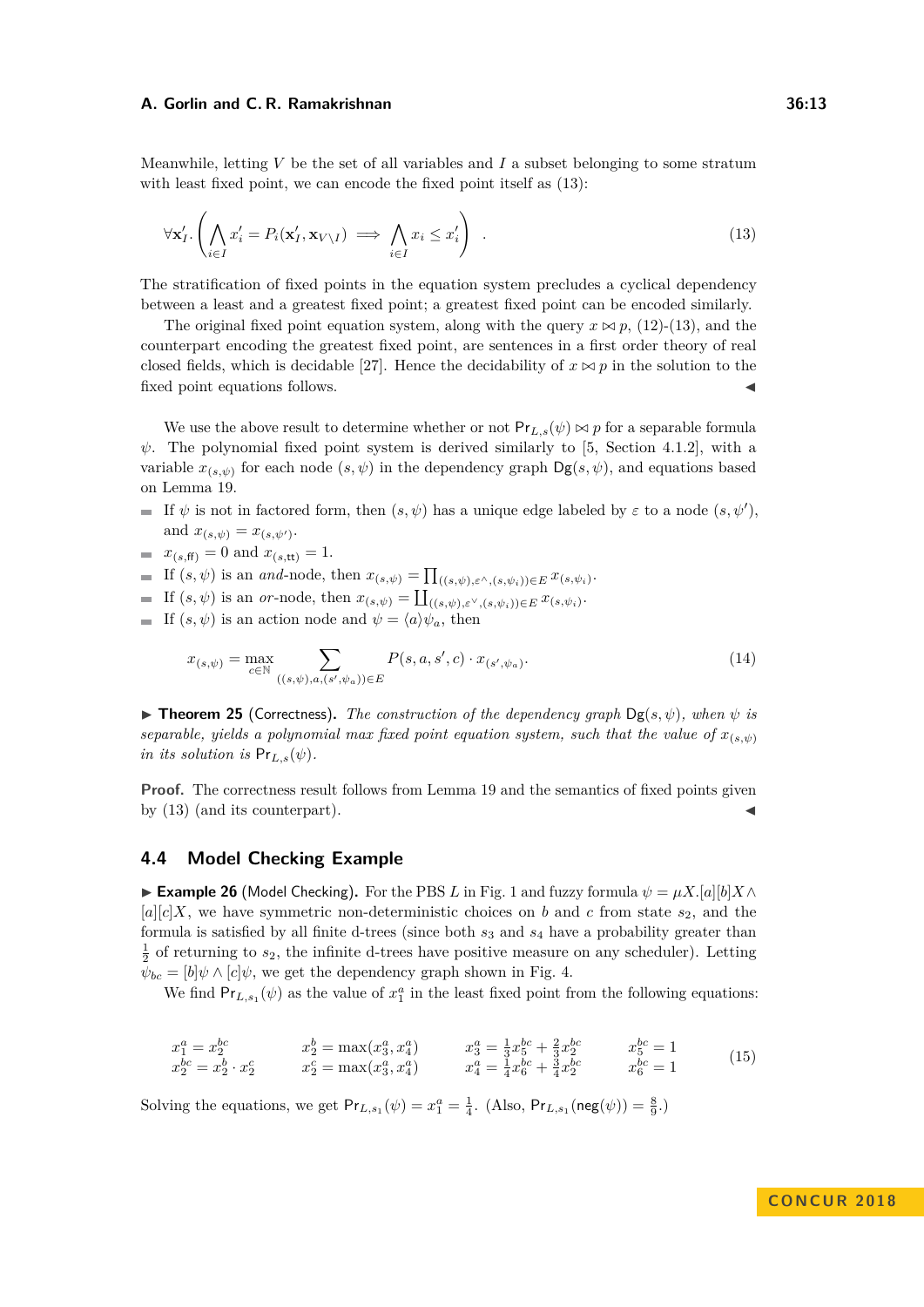Meanwhile, letting $V$ be the set of all variables and $I$ a subset belonging to some stratum with least fixed point, we can encode the fixed point itself as (13):

$$\forall \mathbf{x}'_I. \left( \bigwedge_{i \in I} x'_i = P_i(\mathbf{x}'_I, \mathbf{x}_{V \setminus I}) \implies \bigwedge_{i \in I} x_i \leq x'_i \right) \quad . \tag{13}$$

The stratification of fixed points in the equation system precludes a cyclical dependency between a least and a greatest fixed point; a greatest fixed point can be encoded similarly.

The original fixed point equation system, along with the query $x \bowtie p$, (12)-(13), and the counterpart encoding the greatest fixed point, are sentences in a first order theory of real closed fields, which is decidable [27]. Hence the decidability of $x \bowtie p$ in the solution to the fixed point equations follows. ◀

We use the above result to determine whether or not $\mathsf{Pr}_{L,s}(\psi) \bowtie p$ for a separable formula $\psi$. The polynomial fixed point system is derived similarly to [5, Section 4.1.2], with a variable $x_{(s,\psi)}$ for each node $(s,\psi)$ in the dependency graph $\mathsf{Dg}(s,\psi)$, and equations based on Lemma 19.

- If $\psi$ is not in factored form, then $(s,\psi)$ has a unique edge labeled by $\varepsilon$ to a node $(s,\psi')$, and $x_{(s,\psi)} = x_{(s,\psi')}$.
- $x_{(s,\mathsf{ff})} = 0$ and $x_{(s,\mathsf{tt})} = 1$.
- If $(s,\psi)$ is an *and*-node, then $x_{(s,\psi)} = \prod_{((s,\psi),\varepsilon^\wedge,(s,\psi_i)) \in E} x_{(s,\psi_i)}$.
- If $(s,\psi)$ is an *or*-node, then $x_{(s,\psi)} = \coprod_{((s,\psi),\varepsilon^\vee,(s,\psi_i)) \in E} x_{(s,\psi_i)}$.
- If $(s,\psi)$ is an action node and $\psi = \langle a \rangle \psi_a$, then

$$x_{(s,\psi)} = \max_{c \in \mathbb{N}} \sum_{((s,\psi),a,(s',\psi_a)) \in E} P(s,a,s',c) \cdot x_{(s',\psi_a)}. \tag{14}$$

▶ **Theorem 25** (Correctness). *The construction of the dependency graph* $\mathsf{Dg}(s,\psi)$*, when* $\psi$ *is separable, yields a polynomial max fixed point equation system, such that the value of* $x_{(s,\psi)}$ *in its solution is* $\mathsf{Pr}_{L,s}(\psi)$*.*

**Proof.** The correctness result follows from Lemma 19 and the semantics of fixed points given by (13) (and its counterpart). ◀

## 4.4 Model Checking Example

▶ **Example 26** (Model Checking). For the PBS $L$ in Fig. 1 and fuzzy formula $\psi = \mu X.[a][b]X \wedge [a][c]X$, we have symmetric non-deterministic choices on $b$ and $c$ from state $s_2$, and the formula is satisfied by all finite d-trees (since both $s_3$ and $s_4$ have a probability greater than $\frac{1}{2}$ of returning to $s_2$, the infinite d-trees have positive measure on any scheduler). Letting $\psi_{bc} = [b]\psi \wedge [c]\psi$, we get the dependency graph shown in Fig. 4.

We find $\mathsf{Pr}_{L,s_1}(\psi)$ as the value of $x_1^a$ in the least fixed point from the following equations:

$$\begin{array}{llll} x_1^a = x_2^{bc} & x_2^b = \max(x_3^a, x_4^a) & x_3^a = \frac{1}{3}x_5^{bc} + \frac{2}{3}x_2^{bc} & x_5^{bc} = 1 \\ x_2^{bc} = x_2^b \cdot x_2^c & x_2^c = \max(x_3^a, x_4^a) & x_4^a = \frac{1}{4}x_6^{bc} + \frac{3}{4}x_2^{bc} & x_6^{bc} = 1 \end{array} \tag{15}$$

Solving the equations, we get $\mathsf{Pr}_{L,s_1}(\psi) = x_1^a = \frac{1}{4}$. (Also, $\mathsf{Pr}_{L,s_1}(\mathsf{neg}(\psi)) = \frac{8}{9}$.)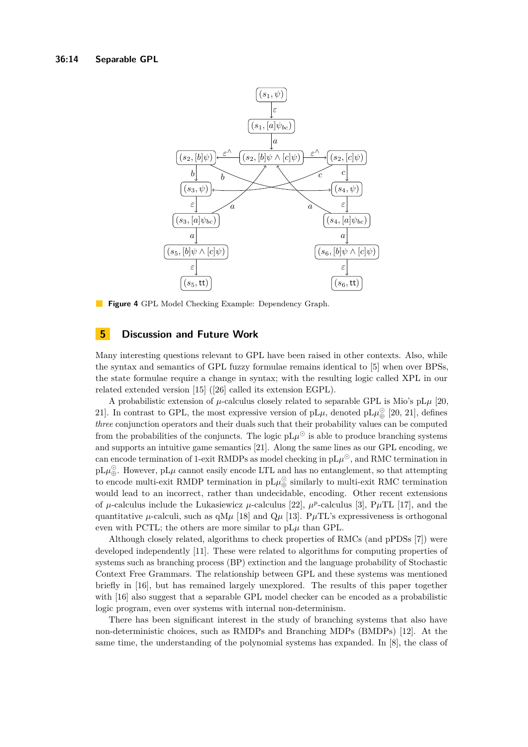**Figure 4** GPL Model Checking Example: Dependency Graph.

## 5 Discussion and Future Work

Many interesting questions relevant to GPL have been raised in other contexts. Also, while the syntax and semantics of GPL fuzzy formulae remains identical to [5] when over BPSs, the state formulae require a change in syntax; with the resulting logic called XPL in our related extended version [15] ([26] called its extension EGPL).

A probabilistic extension of $\mu$-calculus closely related to separable GPL is Mio's pL$\mu$ [20, 21]. In contrast to GPL, the most expressive version of pL$\mu$, denoted pL$\mu^{\odot}_{\oplus}$ [20, 21], defines *three* conjunction operators and their duals such that their probability values can be computed from the probabilities of the conjuncts. The logic pL$\mu^{\odot}$ is able to produce branching systems and supports an intuitive game semantics [21]. Along the same lines as our GPL encoding, we can encode termination of 1-exit RMDPs as model checking in pL$\mu^{\odot}$, and RMC termination in pL$\mu^{\odot}_{\oplus}$. However, pL$\mu$ cannot easily encode LTL and has no entanglement, so that attempting to encode multi-exit RMDP termination in pL$\mu^{\odot}_{\oplus}$ similarly to multi-exit RMC termination would lead to an incorrect, rather than undecidable, encoding. Other recent extensions of $\mu$-calculus include the Lukasiewicz $\mu$-calculus [22], $\mu^{p}$-calculus [3], P$\mu$TL [17], and the quantitative $\mu$-calculi, such as qM$\mu$ [18] and Q$\mu$ [13]. P$\mu$TL's expressiveness is orthogonal even with PCTL; the others are more similar to pL$\mu$ than GPL.

Although closely related, algorithms to check properties of RMCs (and pPDSs [7]) were developed independently [11]. These were related to algorithms for computing properties of systems such as branching process (BP) extinction and the language probability of Stochastic Context Free Grammars. The relationship between GPL and these systems was mentioned briefly in [16], but has remained largely unexplored. The results of this paper together with [16] also suggest that a separable GPL model checker can be encoded as a probabilistic logic program, even over systems with internal non-determinism.

There has been significant interest in the study of branching systems that also have non-deterministic choices, such as RMDPs and Branching MDPs (BMDPs) [12]. At the same time, the understanding of the polynomial systems has expanded. In [8], the class of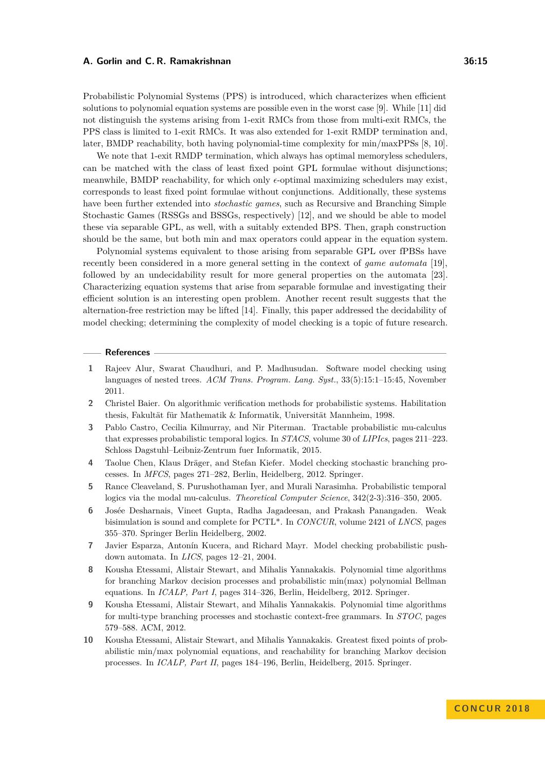Probabilistic Polynomial Systems (PPS) is introduced, which characterizes when efficient solutions to polynomial equation systems are possible even in the worst case [9]. While [11] did not distinguish the systems arising from 1-exit RMCs from those from multi-exit RMCs, the PPS class is limited to 1-exit RMCs. It was also extended for 1-exit RMDP termination and, later, BMDP reachability, both having polynomial-time complexity for min/maxPPSs [8, 10].

We note that 1-exit RMDP termination, which always has optimal memoryless schedulers, can be matched with the class of least fixed point GPL formulae without disjunctions; meanwhile, BMDP reachability, for which only $\epsilon$-optimal maximizing schedulers may exist, corresponds to least fixed point formulae without conjunctions. Additionally, these systems have been further extended into *stochastic games*, such as Recursive and Branching Simple Stochastic Games (RSSGs and BSSGs, respectively) [12], and we should be able to model these via separable GPL, as well, with a suitably extended BPS. Then, graph construction should be the same, but both min and max operators could appear in the equation system.

Polynomial systems equivalent to those arising from separable GPL over fPBSs have recently been considered in a more general setting in the context of *game automata* [19], followed by an undecidability result for more general properties on the automata [23]. Characterizing equation systems that arise from separable formulae and investigating their efficient solution is an interesting open problem. Another recent result suggests that the alternation-free restriction may be lifted [14]. Finally, this paper addressed the decidability of model checking; determining the complexity of model checking is a topic of future research.

## References

1. Rajeev Alur, Swarat Chaudhuri, and P. Madhusudan. Software model checking using languages of nested trees. *ACM Trans. Program. Lang. Syst.*, 33(5):15:1–15:45, November 2011.
2. Christel Baier. On algorithmic verification methods for probabilistic systems. Habilitation thesis, Fakultät für Mathematik & Informatik, Universität Mannheim, 1998.
3. Pablo Castro, Cecilia Kilmurray, and Nir Piterman. Tractable probabilistic mu-calculus that expresses probabilistic temporal logics. In *STACS*, volume 30 of *LIPIcs*, pages 211–223. Schloss Dagstuhl–Leibniz-Zentrum fuer Informatik, 2015.
4. Taolue Chen, Klaus Dräger, and Stefan Kiefer. Model checking stochastic branching processes. In *MFCS*, pages 271–282, Berlin, Heidelberg, 2012. Springer.
5. Rance Cleaveland, S. Purushothaman Iyer, and Murali Narasimha. Probabilistic temporal logics via the modal mu-calculus. *Theoretical Computer Science*, 342(2-3):316–350, 2005.
6. Josée Desharnais, Vineet Gupta, Radha Jagadeesan, and Prakash Panangaden. Weak bisimulation is sound and complete for PCTL*. In *CONCUR*, volume 2421 of *LNCS*, pages 355–370. Springer Berlin Heidelberg, 2002.
7. Javier Esparza, Antonín Kucera, and Richard Mayr. Model checking probabilistic pushdown automata. In *LICS*, pages 12–21, 2004.
8. Kousha Etessami, Alistair Stewart, and Mihalis Yannakakis. Polynomial time algorithms for branching Markov decision processes and probabilistic min(max) polynomial Bellman equations. In *ICALP, Part I*, pages 314–326, Berlin, Heidelberg, 2012. Springer.
9. Kousha Etessami, Alistair Stewart, and Mihalis Yannakakis. Polynomial time algorithms for multi-type branching processes and stochastic context-free grammars. In *STOC*, pages 579–588. ACM, 2012.
10. Kousha Etessami, Alistair Stewart, and Mihalis Yannakakis. Greatest fixed points of probabilistic min/max polynomial equations, and reachability for branching Markov decision processes. In *ICALP, Part II*, pages 184–196, Berlin, Heidelberg, 2015. Springer.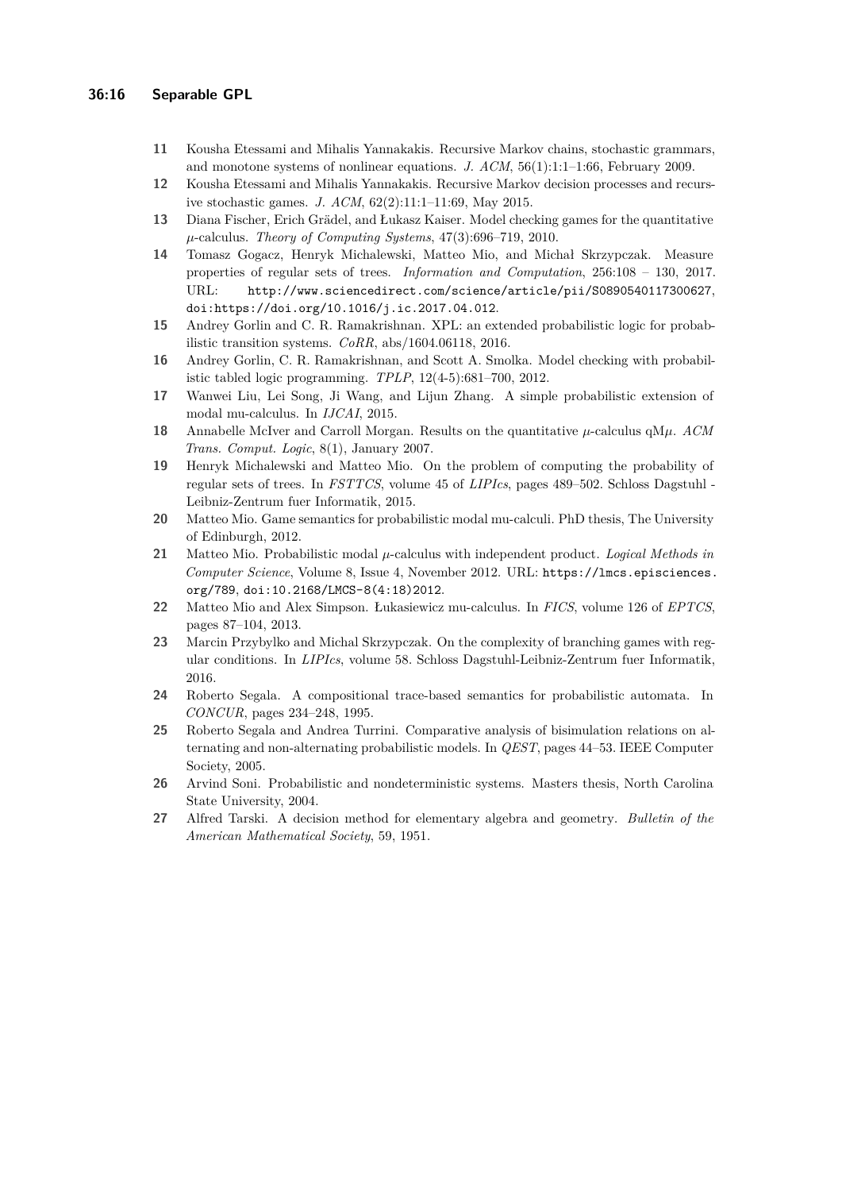11. Kousha Etessami and Mihalis Yannakakis. Recursive Markov chains, stochastic grammars, and monotone systems of nonlinear equations. *J. ACM*, 56(1):1:1–1:66, February 2009.
12. Kousha Etessami and Mihalis Yannakakis. Recursive Markov decision processes and recursive stochastic games. *J. ACM*, 62(2):11:1–11:69, May 2015.
13. Diana Fischer, Erich Grädel, and Łukasz Kaiser. Model checking games for the quantitative $\mu$-calculus. *Theory of Computing Systems*, 47(3):696–719, 2010.
14. Tomasz Gogacz, Henryk Michalewski, Matteo Mio, and Michał Skrzypczak. Measure properties of regular sets of trees. *Information and Computation*, 256:108 – 130, 2017. URL: `http://www.sciencedirect.com/science/article/pii/S0890540117300627`, `doi:https://doi.org/10.1016/j.ic.2017.04.012`.
15. Andrey Gorlin and C. R. Ramakrishnan. XPL: an extended probabilistic logic for probabilistic transition systems. *CoRR*, abs/1604.06118, 2016.
16. Andrey Gorlin, C. R. Ramakrishnan, and Scott A. Smolka. Model checking with probabilistic tabled logic programming. *TPLP*, 12(4-5):681–700, 2012.
17. Wanwei Liu, Lei Song, Ji Wang, and Lijun Zhang. A simple probabilistic extension of modal mu-calculus. In *IJCAI*, 2015.
18. Annabelle McIver and Carroll Morgan. Results on the quantitative $\mu$-calculus qM$\mu$. *ACM Trans. Comput. Logic*, 8(1), January 2007.
19. Henryk Michalewski and Matteo Mio. On the problem of computing the probability of regular sets of trees. In *FSTTCS*, volume 45 of *LIPIcs*, pages 489–502. Schloss Dagstuhl - Leibniz-Zentrum fuer Informatik, 2015.
20. Matteo Mio. Game semantics for probabilistic modal mu-calculi. PhD thesis, The University of Edinburgh, 2012.
21. Matteo Mio. Probabilistic modal $\mu$-calculus with independent product. *Logical Methods in Computer Science*, Volume 8, Issue 4, November 2012. URL: `https://lmcs.episciences.org/789`, `doi:10.2168/LMCS-8(4:18)2012`.
22. Matteo Mio and Alex Simpson. Łukasiewicz mu-calculus. In *FICS*, volume 126 of *EPTCS*, pages 87–104, 2013.
23. Marcin Przybylko and Michal Skrzypczak. On the complexity of branching games with regular conditions. In *LIPIcs*, volume 58. Schloss Dagstuhl-Leibniz-Zentrum fuer Informatik, 2016.
24. Roberto Segala. A compositional trace-based semantics for probabilistic automata. In *CONCUR*, pages 234–248, 1995.
25. Roberto Segala and Andrea Turrini. Comparative analysis of bisimulation relations on alternating and non-alternating probabilistic models. In *QEST*, pages 44–53. IEEE Computer Society, 2005.
26. Arvind Soni. Probabilistic and nondeterministic systems. Masters thesis, North Carolina State University, 2004.
27. Alfred Tarski. A decision method for elementary algebra and geometry. *Bulletin of the American Mathematical Society*, 59, 1951.